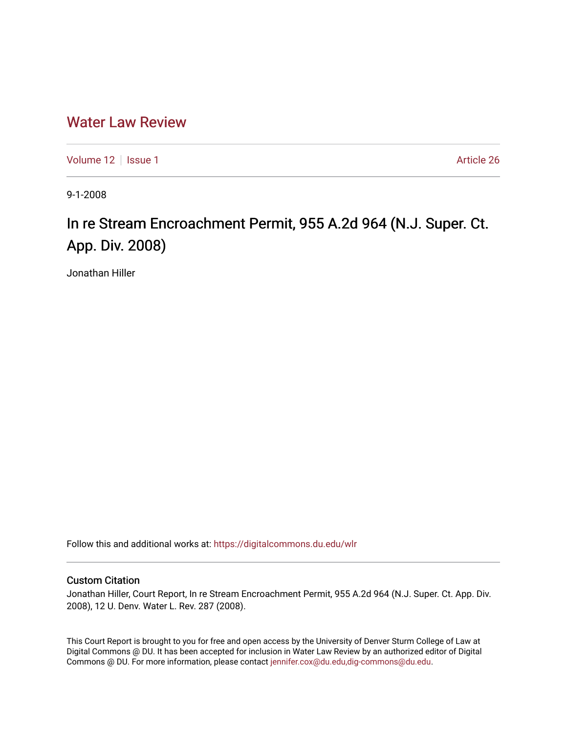# Water Law Review

Volume 12 | Issue 1 Article 26

9-1-2008

# In re Stream Encroachment Permit, 955 A.2d 964 (N.J. Super. Ct. App. Div. 2008)

Jonathan Hiller

Follow this and additional works at: https://digitalcommons.du.edu/wlr

## Custom Citation

Jonathan Hiller, Court Report, In re Stream Encroachment Permit, 955 A.2d 964 (N.J. Super. Ct. App. Div. 2008), 12 U. Denv. Water L. Rev. 287 (2008).

This Court Report is brought to you for free and open access by the University of Denver Sturm College of Law at Digital Commons @ DU. It has been accepted for inclusion in Water Law Review by an authorized editor of Digital Commons @ DU. For more information, please contact jennifer.cox@du.edu,dig-commons@du.edu.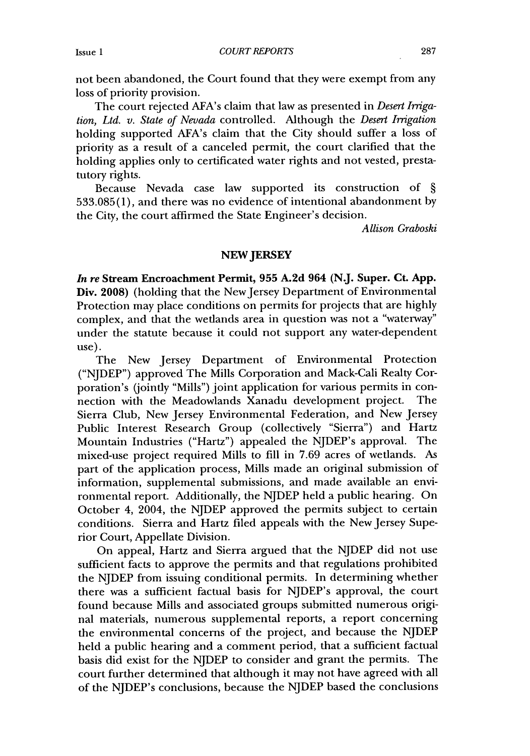not been abandoned, the Court found that they were exempt from any loss of priority provision.

The court rejected AFA's claim that law as presented in *Desert Irrigation, Ltd. v. State of Nevada* controlled. Although the *Desert Irrigation* holding supported AFA's claim that the City should suffer a loss of priority as a result of a canceled permit, the court clarified that the holding applies only to certificated water rights and not vested, prestatutory rights.

Because Nevada case law supported its construction of § 533.085(1), and there was no evidence of intentional abandonment by the City, the court affirmed the State Engineer's decision.

*Allison Graboski*

## NEW JERSEY

***In re* Stream Encroachment Permit, 955 A.2d 964 (N.J. Super. Ct. App. Div. 2008)** (holding that the New Jersey Department of Environmental Protection may place conditions on permits for projects that are highly complex, and that the wetlands area in question was not a "waterway" under the statute because it could not support any water-dependent use).

The New Jersey Department of Environmental Protection ("NJDEP") approved The Mills Corporation and Mack-Cali Realty Corporation's (jointly "Mills") joint application for various permits in connection with the Meadowlands Xanadu development project. The Sierra Club, New Jersey Environmental Federation, and New Jersey Public Interest Research Group (collectively "Sierra") and Hartz Mountain Industries ("Hartz") appealed the NJDEP's approval. The mixed-use project required Mills to fill in 7.69 acres of wetlands. As part of the application process, Mills made an original submission of information, supplemental submissions, and made available an environmental report. Additionally, the NJDEP held a public hearing. On October 4, 2004, the NJDEP approved the permits subject to certain conditions. Sierra and Hartz filed appeals with the New Jersey Superior Court, Appellate Division.

On appeal, Hartz and Sierra argued that the NJDEP did not use sufficient facts to approve the permits and that regulations prohibited the NJDEP from issuing conditional permits. In determining whether there was a sufficient factual basis for NJDEP's approval, the court found because Mills and associated groups submitted numerous original materials, numerous supplemental reports, a report concerning the environmental concerns of the project, and because the NJDEP held a public hearing and a comment period, that a sufficient factual basis did exist for the NJDEP to consider and grant the permits. The court further determined that although it may not have agreed with all of the NJDEP's conclusions, because the NJDEP based the conclusions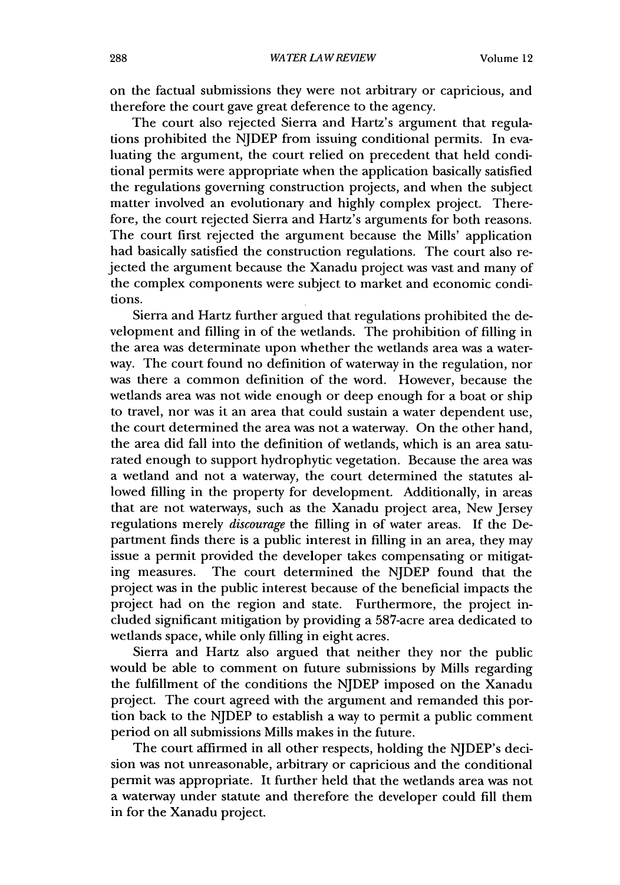on the factual submissions they were not arbitrary or capricious, and therefore the court gave great deference to the agency.

The court also rejected Sierra and Hartz's argument that regulations prohibited the NJDEP from issuing conditional permits. In evaluating the argument, the court relied on precedent that held conditional permits were appropriate when the application basically satisfied the regulations governing construction projects, and when the subject matter involved an evolutionary and highly complex project. Therefore, the court rejected Sierra and Hartz's arguments for both reasons. The court first rejected the argument because the Mills' application had basically satisfied the construction regulations. The court also rejected the argument because the Xanadu project was vast and many of the complex components were subject to market and economic conditions.

Sierra and Hartz further argued that regulations prohibited the development and filling in of the wetlands. The prohibition of filling in the area was determinate upon whether the wetlands area was a waterway. The court found no definition of waterway in the regulation, nor was there a common definition of the word. However, because the wetlands area was not wide enough or deep enough for a boat or ship to travel, nor was it an area that could sustain a water dependent use, the court determined the area was not a waterway. On the other hand, the area did fall into the definition of wetlands, which is an area saturated enough to support hydrophytic vegetation. Because the area was a wetland and not a waterway, the court determined the statutes allowed filling in the property for development. Additionally, in areas that are not waterways, such as the Xanadu project area, New Jersey regulations merely *discourage* the filling in of water areas. If the Department finds there is a public interest in filling in an area, they may issue a permit provided the developer takes compensating or mitigating measures. The court determined the NJDEP found that the project was in the public interest because of the beneficial impacts the project had on the region and state. Furthermore, the project included significant mitigation by providing a 587-acre area dedicated to wetlands space, while only filling in eight acres.

Sierra and Hartz also argued that neither they nor the public would be able to comment on future submissions by Mills regarding the fulfillment of the conditions the NJDEP imposed on the Xanadu project. The court agreed with the argument and remanded this portion back to the NJDEP to establish a way to permit a public comment period on all submissions Mills makes in the future.

The court affirmed in all other respects, holding the NJDEP's decision was not unreasonable, arbitrary or capricious and the conditional permit was appropriate. It further held that the wetlands area was not a waterway under statute and therefore the developer could fill them in for the Xanadu project.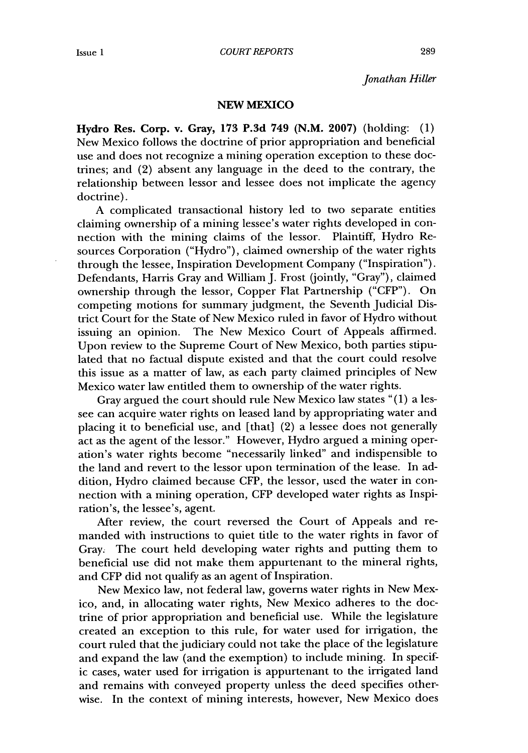*Jonathan Hiller*

## NEW MEXICO

**Hydro Res. Corp. v. Gray, 173 P.3d 749 (N.M. 2007)** (holding: (1) New Mexico follows the doctrine of prior appropriation and beneficial use and does not recognize a mining operation exception to these doctrines; and (2) absent any language in the deed to the contrary, the relationship between lessor and lessee does not implicate the agency doctrine).

A complicated transactional history led to two separate entities claiming ownership of a mining lessee's water rights developed in connection with the mining claims of the lessor. Plaintiff, Hydro Resources Corporation ("Hydro"), claimed ownership of the water rights through the lessee, Inspiration Development Company ("Inspiration"). Defendants, Harris Gray and William J. Frost (jointly, "Gray"), claimed ownership through the lessor, Copper Flat Partnership ("CFP"). On competing motions for summary judgment, the Seventh Judicial District Court for the State of New Mexico ruled in favor of Hydro without issuing an opinion. The New Mexico Court of Appeals affirmed. Upon review to the Supreme Court of New Mexico, both parties stipulated that no factual dispute existed and that the court could resolve this issue as a matter of law, as each party claimed principles of New Mexico water law entitled them to ownership of the water rights.

Gray argued the court should rule New Mexico law states "(1) a lessee can acquire water rights on leased land by appropriating water and placing it to beneficial use, and [that] (2) a lessee does not generally act as the agent of the lessor." However, Hydro argued a mining operation's water rights become "necessarily linked" and indispensible to the land and revert to the lessor upon termination of the lease. In addition, Hydro claimed because CFP, the lessor, used the water in connection with a mining operation, CFP developed water rights as Inspiration's, the lessee's, agent.

After review, the court reversed the Court of Appeals and remanded with instructions to quiet title to the water rights in favor of Gray. The court held developing water rights and putting them to beneficial use did not make them appurtenant to the mineral rights, and CFP did not qualify as an agent of Inspiration.

New Mexico law, not federal law, governs water rights in New Mexico, and, in allocating water rights, New Mexico adheres to the doctrine of prior appropriation and beneficial use. While the legislature created an exception to this rule, for water used for irrigation, the court ruled that the judiciary could not take the place of the legislature and expand the law (and the exemption) to include mining. In specific cases, water used for irrigation is appurtenant to the irrigated land and remains with conveyed property unless the deed specifies otherwise. In the context of mining interests, however, New Mexico does